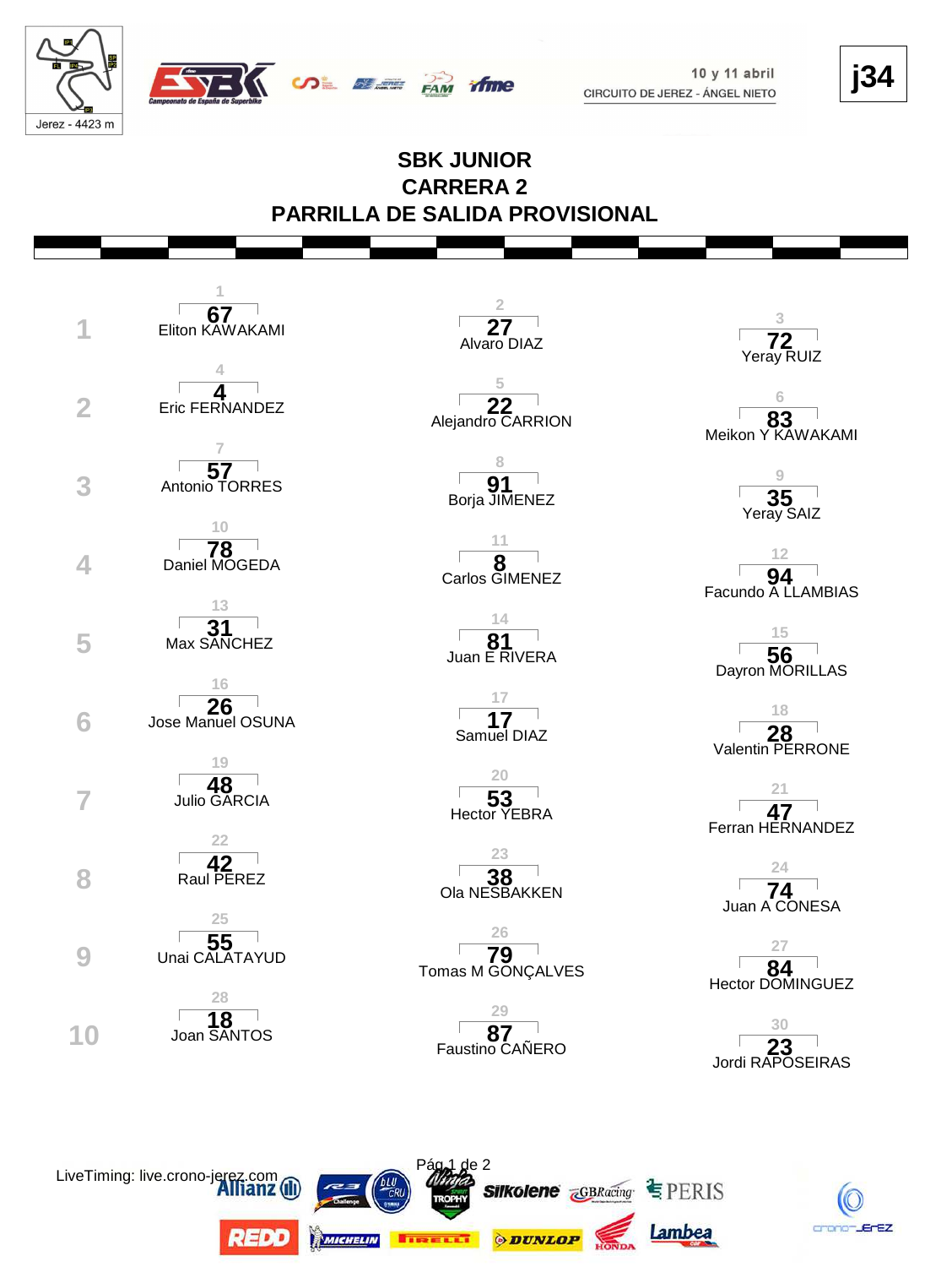10 y 11 abril
CIRCUITO DE JEREZ - ÁNGEL NIETO

Jerez - 4423 m

j34

# SBK JUNIOR
## CARRERA 2
## PARRILLA DE SALIDA PROVISIONAL

| Fila | | | |
|---|---|---|---|
| 1 | 1 — **67** Eliton KAWAKAMI | 2 — **27** Alvaro DIAZ | 3 — **72** Yeray RUIZ |
| 2 | 4 — **4** Eric FERNANDEZ | 5 — **22** Alejandro CARRION | 6 — **83** Meikon Y KAWAKAMI |
| 3 | 7 — **57** Antonio TORRES | 8 — **91** Borja JIMENEZ | 9 — **35** Yeray SAIZ |
| 4 | 10 — **78** Daniel MOGEDA | 11 — **8** Carlos GIMENEZ | 12 — **94** Facundo A LLAMBIAS |
| 5 | 13 — **31** Max SANCHEZ | 14 — **81** Juan E RIVERA | 15 — **56** Dayron MORILLAS |
| 6 | 16 — **26** Jose Manuel OSUNA | 17 — **17** Samuel DIAZ | 18 — **28** Valentin PERRONE |
| 7 | 19 — **48** Julio GARCIA | 20 — **53** Hector YEBRA | 21 — **47** Ferran HERNANDEZ |
| 8 | 22 — **42** Raul PEREZ | 23 — **38** Ola NESBAKKEN | 24 — **74** Juan A CONESA |
| 9 | 25 — **55** Unai CALATAYUD | 26 — **79** Tomas M GONÇALVES | 27 — **84** Hector DOMINGUEZ |
| 10 | 28 — **18** Joan SANTOS | 29 — **87** Faustino CAÑERO | 30 — **23** Jordi RAPOSEIRAS |

LiveTiming: live.crono-jerez.com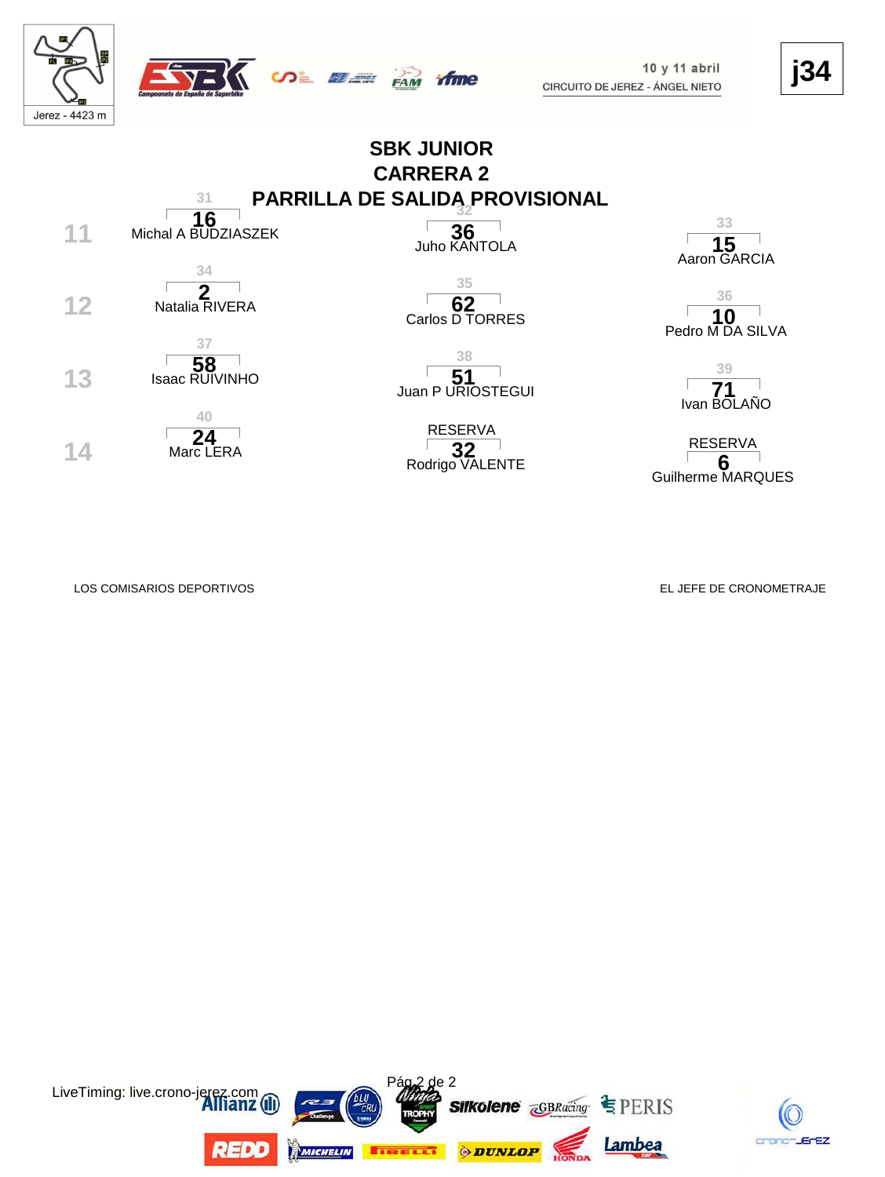Jerez - 4423 m

10 y 11 abril
CIRCUITO DE JEREZ - ÁNGEL NIETO

j34

# SBK JUNIOR
## CARRERA 2
## PARRILLA DE SALIDA PROVISIONAL

| Fila | | | |
|---|---|---|---|
| 11 | 31 **16** Michal A BUDZIASZEK | 32 **36** Juho KANTOLA | 33 **15** Aaron GARCIA |
| 12 | 34 **2** Natalia RIVERA | 35 **62** Carlos D TORRES | 36 **10** Pedro M DA SILVA |
| 13 | 37 **58** Isaac RUIVINHO | 38 **51** Juan P URIOSTEGUI | 39 **71** Ivan BOLAÑO |
| 14 | 40 **24** Marc LERA | RESERVA **32** Rodrigo VALENTE | RESERVA **6** Guilherme MARQUES |

LOS COMISARIOS DEPORTIVOS

EL JEFE DE CRONOMETRAJE

LiveTiming: live.crono-jerez.com